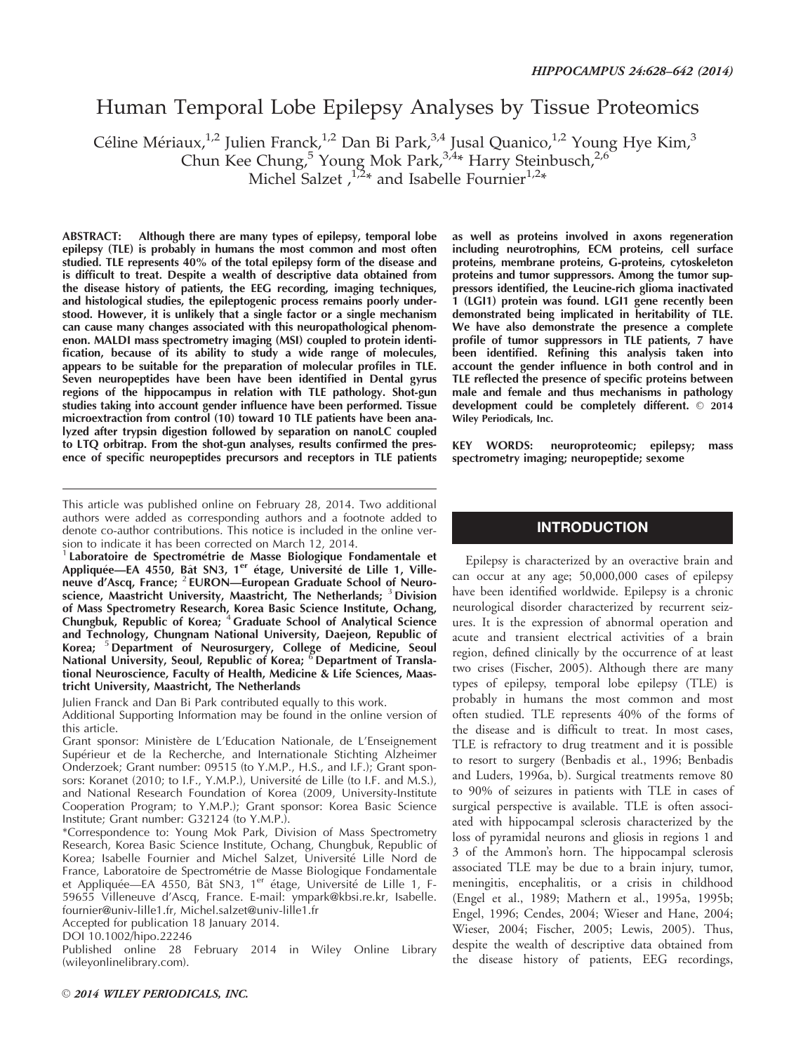# Human Temporal Lobe Epilepsy Analyses by Tissue Proteomics

Céline Mériaux,[1,2] Julien Franck,[1,2] Dan Bi Park,[3,4] Jusal Quanico,[1,2] Young Hye Kim,[3] Chun Kee Chung,[5] Young Mok Park,[3,4]* Harry Steinbusch,[2,6] Michel Salzet,[1,2]* and Isabelle Fournier[1,2]*

**ABSTRACT: Although there are many types of epilepsy, temporal lobe epilepsy (TLE) is probably in humans the most common and most often studied. TLE represents 40% of the total epilepsy form of the disease and is difficult to treat. Despite a wealth of descriptive data obtained from the disease history of patients, the EEG recording, imaging techniques, and histological studies, the epileptogenic process remains poorly understood. However, it is unlikely that a single factor or a single mechanism can cause many changes associated with this neuropathological phenomenon. MALDI mass spectrometry imaging (MSI) coupled to protein identification, because of its ability to study a wide range of molecules, appears to be suitable for the preparation of molecular profiles in TLE. Seven neuropeptides have been have been identified in Dental gyrus regions of the hippocampus in relation with TLE pathology. Shot-gun studies taking into account gender influence have been performed. Tissue microextraction from control (10) toward 10 TLE patients have been analyzed after trypsin digestion followed by separation on nanoLC coupled to LTQ orbitrap. From the shot-gun analyses, results confirmed the presence of specific neuropeptides precursors and receptors in TLE patients as well as proteins involved in axons regeneration including neurotrophins, ECM proteins, cell surface proteins, membrane proteins, G-proteins, cytoskeleton proteins and tumor suppressors. Among the tumor suppressors identified, the Leucine-rich glioma inactivated 1 (LGI1) protein was found. LGI1 gene recently been demonstrated being implicated in heritability of TLE. We have also demonstrate the presence a complete profile of tumor suppressors in TLE patients, 7 have been identified. Refining this analysis taken into account the gender influence in both control and in TLE reflected the presence of specific proteins between male and female and thus mechanisms in pathology development could be completely different. © 2014 Wiley Periodicals, Inc.**

**KEY WORDS:** neuroproteomic; epilepsy; mass spectrometry imaging; neuropeptide; sexome

This article was published online on February 28, 2014. Two additional authors were added as corresponding authors and a footnote added to denote co-author contributions. This notice is included in the online version to indicate it has been corrected on March 12, 2014.

[1] **Laboratoire de Spectrométrie de Masse Biologique Fondamentale et Appliquée—EA 4550, Bât SN3, 1[er] étage, Université de Lille 1, Villeneuve d'Ascq, France;** [2] **EURON—European Graduate School of Neuroscience, Maastricht University, Maastricht, The Netherlands;** [3] **Division of Mass Spectrometry Research, Korea Basic Science Institute, Ochang, Chungbuk, Republic of Korea;** [4] **Graduate School of Analytical Science and Technology, Chungnam National University, Daejeon, Republic of Korea;** [5] **Department of Neurosurgery, College of Medicine, Seoul National University, Seoul, Republic of Korea;** [6] **Department of Translational Neuroscience, Faculty of Health, Medicine & Life Sciences, Maastricht University, Maastricht, The Netherlands**

Julien Franck and Dan Bi Park contributed equally to this work.

Additional Supporting Information may be found in the online version of this article.

Grant sponsor: Ministère de L'Education Nationale, de L'Enseignement Supérieur et de la Recherche, and Internationale Stichting Alzheimer Onderzoek; Grant number: 09515 (to Y.M.P., H.S., and I.F.); Grant sponsors: Koranet (2010; to I.F., Y.M.P.), Université de Lille (to I.F. and M.S.), and National Research Foundation of Korea (2009, University-Institute Cooperation Program; to Y.M.P.); Grant sponsor: Korea Basic Science Institute; Grant number: G32124 (to Y.M.P.).

*Correspondence to: Young Mok Park, Division of Mass Spectrometry Research, Korea Basic Science Institute, Ochang, Chungbuk, Republic of Korea; Isabelle Fournier and Michel Salzet, Université Lille Nord de France, Laboratoire de Spectrométrie de Masse Biologique Fondamentale et Appliquée—EA 4550, Bât SN3, 1[er] étage, Université de Lille 1, F-59655 Villeneuve d'Ascq, France. E-mail: ympark@kbsi.re.kr, Isabelle.fournier@univ-lille1.fr, Michel.salzet@univ-lille1.fr

Accepted for publication 18 January 2014.

DOI 10.1002/hipo.22246

Published online 28 February 2014 in Wiley Online Library (wileyonlinelibrary.com).

## INTRODUCTION

Epilepsy is characterized by an overactive brain and can occur at any age; 50,000,000 cases of epilepsy have been identified worldwide. Epilepsy is a chronic neurological disorder characterized by recurrent seizures. It is the expression of abnormal operation and acute and transient electrical activities of a brain region, defined clinically by the occurrence of at least two crises (Fischer, 2005). Although there are many types of epilepsy, temporal lobe epilepsy (TLE) is probably in humans the most common and most often studied. TLE represents 40% of the forms of the disease and is difficult to treat. In most cases, TLE is refractory to drug treatment and it is possible to resort to surgery (Benbadis et al., 1996; Benbadis and Luders, 1996a, b). Surgical treatments remove 80 to 90% of seizures in patients with TLE in cases of surgical perspective is available. TLE is often associated with hippocampal sclerosis characterized by the loss of pyramidal neurons and gliosis in regions 1 and 3 of the Ammon's horn. The hippocampal sclerosis associated TLE may be due to a brain injury, tumor, meningitis, encephalitis, or a crisis in childhood (Engel et al., 1989; Mathern et al., 1995a, 1995b; Engel, 1996; Cendes, 2004; Wieser and Hane, 2004; Wieser, 2004; Fischer, 2005; Lewis, 2005). Thus, despite the wealth of descriptive data obtained from the disease history of patients, EEG recordings,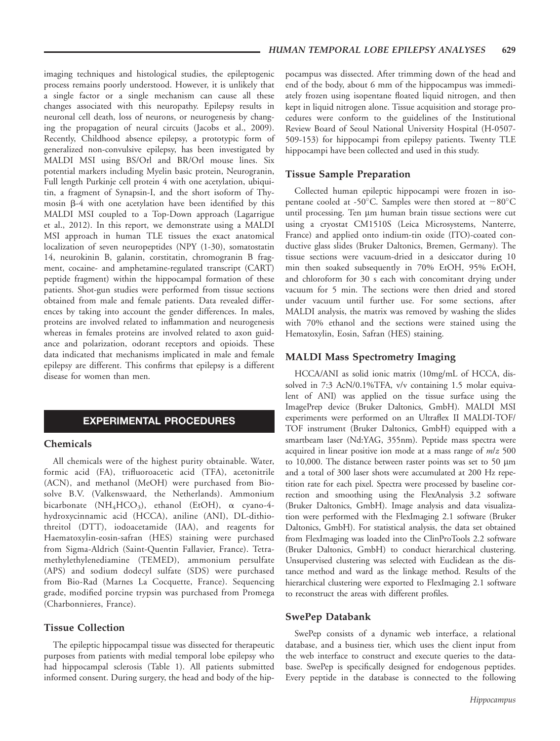imaging techniques and histological studies, the epileptogenic process remains poorly understood. However, it is unlikely that a single factor or a single mechanism can cause all these changes associated with this neuropathy. Epilepsy results in neuronal cell death, loss of neurons, or neurogenesis by changing the propagation of neural circuits (Jacobs et al., 2009). Recently, Childhood absence epilepsy, a prototypic form of generalized non-convulsive epilepsy, has been investigated by MALDI MSI using BS/Orl and BR/Orl mouse lines. Six potential markers including Myelin basic protein, Neurogranin, Full length Purkinje cell protein 4 with one acetylation, ubiquitin, a fragment of Synapsin-I, and the short isoform of Thymosin β-4 with one acetylation have been identified by this MALDI MSI coupled to a Top-Down approach (Lagarrigue et al., 2012). In this report, we demonstrate using a MALDI MSI approach in human TLE tissues the exact anatomical localization of seven neuropeptides (NPY (1-30), somatostatin 14, neurokinin B, galanin, corstitatin, chromogranin B fragment, cocaine- and amphetamine-regulated transcript (CART) peptide fragment) within the hippocampal formation of these patients. Shot-gun studies were performed from tissue sections obtained from male and female patients. Data revealed differences by taking into account the gender differences. In males, proteins are involved related to inflammation and neurogenesis whereas in females proteins are involved related to axon guidance and polarization, odorant receptors and opioids. These data indicated that mechanisms implicated in male and female epilepsy are different. This confirms that epilepsy is a different disease for women than men.

## EXPERIMENTAL PROCEDURES

### Chemicals

All chemicals were of the highest purity obtainable. Water, formic acid (FA), trifluoroacetic acid (TFA), acetonitrile (ACN), and methanol (MeOH) were purchased from Biosolve B.V. (Valkenswaard, the Netherlands). Ammonium bicarbonate ($NH_4HCO_3$), ethanol (EtOH), α cyano-4-hydroxycinnamic acid (HCCA), aniline (ANI), DL-dithiothreitol (DTT), iodoacetamide (IAA), and reagents for Haematoxylin-eosin-safran (HES) staining were purchased from Sigma-Aldrich (Saint-Quentin Fallavier, France). Tetramethylethylenediamine (TEMED), ammonium persulfate (APS) and sodium dodecyl sulfate (SDS) were purchased from Bio-Rad (Marnes La Cocquette, France). Sequencing grade, modified porcine trypsin was purchased from Promega (Charbonnieres, France).

### Tissue Collection

The epileptic hippocampal tissue was dissected for therapeutic purposes from patients with medial temporal lobe epilepsy who had hippocampal sclerosis (Table 1). All patients submitted informed consent. During surgery, the head and body of the hippocampus was dissected. After trimming down of the head and end of the body, about 6 mm of the hippocampus was immediately frozen using isopentane floated liquid nitrogen, and then kept in liquid nitrogen alone. Tissue acquisition and storage procedures were conform to the guidelines of the Institutional Review Board of Seoul National University Hospital (H-0507-509-153) for hippocampi from epilepsy patients. Twenty TLE hippocampi have been collected and used in this study.

### Tissue Sample Preparation

Collected human epileptic hippocampi were frozen in isopentane cooled at -50°C. Samples were then stored at −80°C until processing. Ten μm human brain tissue sections were cut using a cryostat CM1510S (Leica Microsystems, Nanterre, France) and applied onto indium-tin oxide (ITO)-coated conductive glass slides (Bruker Daltonics, Bremen, Germany). The tissue sections were vacuum-dried in a desiccator during 10 min then soaked subsequently in 70% EtOH, 95% EtOH, and chloroform for 30 s each with concomitant drying under vacuum for 5 min. The sections were then dried and stored under vacuum until further use. For some sections, after MALDI analysis, the matrix was removed by washing the slides with 70% ethanol and the sections were stained using the Hematoxylin, Eosin, Safran (HES) staining.

### MALDI Mass Spectrometry Imaging

HCCA/ANI as solid ionic matrix (10mg/mL of HCCA, dissolved in 7:3 AcN/0.1%TFA, v/v containing 1.5 molar equivalent of ANI) was applied on the tissue surface using the ImagePrep device (Bruker Daltonics, GmbH). MALDI MSI experiments were performed on an Ultraflex II MALDI-TOF/TOF instrument (Bruker Daltonics, GmbH) equipped with a smartbeam laser (Nd:YAG, 355nm). Peptide mass spectra were acquired in linear positive ion mode at a mass range of $m/z$ 500 to 10,000. The distance between raster points was set to 50 μm and a total of 300 laser shots were accumulated at 200 Hz repetition rate for each pixel. Spectra were processed by baseline correction and smoothing using the FlexAnalysis 3.2 software (Bruker Daltonics, GmbH). Image analysis and data visualization were performed with the FlexImaging 2.1 software (Bruker Daltonics, GmbH). For statistical analysis, the data set obtained from FlexImaging was loaded into the ClinProTools 2.2 software (Bruker Daltonics, GmbH) to conduct hierarchical clustering. Unsupervised clustering was selected with Euclidean as the distance method and ward as the linkage method. Results of the hierarchical clustering were exported to FlexImaging 2.1 software to reconstruct the areas with different profiles.

### SwePep Databank

SwePep consists of a dynamic web interface, a relational database, and a business tier, which uses the client input from the web interface to construct and execute queries to the database. SwePep is specifically designed for endogenous peptides. Every peptide in the database is connected to the following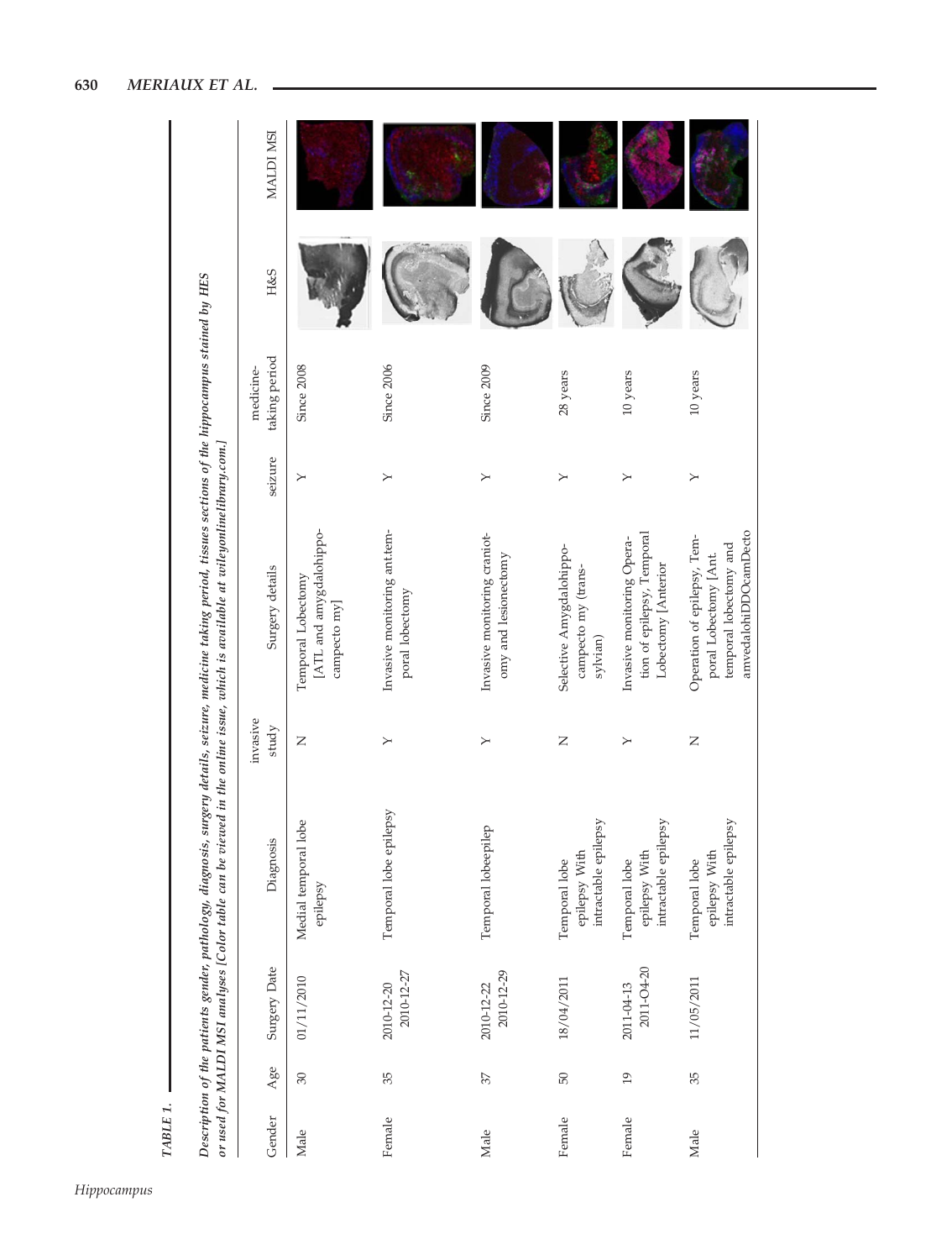TABLE 1.

*Description of the patients gender, pathology, diagnosis, surgery details, seizure, medicine taking period, tissues sections of the hippocampus stained by HES or used for MALDI MSI analyses [Color table can be viewed in the online issue, which is available at wileyonlinelibrary.com.]*

| Gender | Age | Surgery Date | Diagnosis | invasive study | Surgery details | seizure | medicine-taking period | H&S | MALDI MSI |
|---|---|---|---|---|---|---|---|---|---|
| Male | 30 | 01/11/2010 | Medial temporal lobe epilepsy | N | Temporal Lobectomy [ATL and amygdalohippocampecto my] | Y | Since 2008 | | |
| Female | 35 | 2010-12-20 2010-12-27 | Temporal lobe epilepsy | Y | Invasive monitoring ant.temporal lobectomy | Y | Since 2006 | | |
| Male | 37 | 2010-12-22 2010-12-29 | Temporal lobeepilep | Y | Invasive monitoring craniotomy and lesionectomy | Y | Since 2009 | | |
| Female | 50 | 18/04/2011 | Temporal lobe epilepsy With intractable epilepsy | N | Selective Amygdalohippocampecto my (trans-sylvian) | Y | 28 years | | |
| Female | 19 | 2011-04-13 2011-O4-20 | Temporal lobe epilepsy With intractable epilepsy | Y | Invasive monitoring Operation of epilepsy, Temporal Lobectomy [Anterior | Y | 10 years | | |
| Male | 35 | 11/05/2011 | Temporal lobe epilepsy With intractable epilepsy | N | Operation of epilepsy, Temporal Lobectomy [Ant. temporal lobectomy and amvedalohiDDOcamDecto | Y | 10 years | | |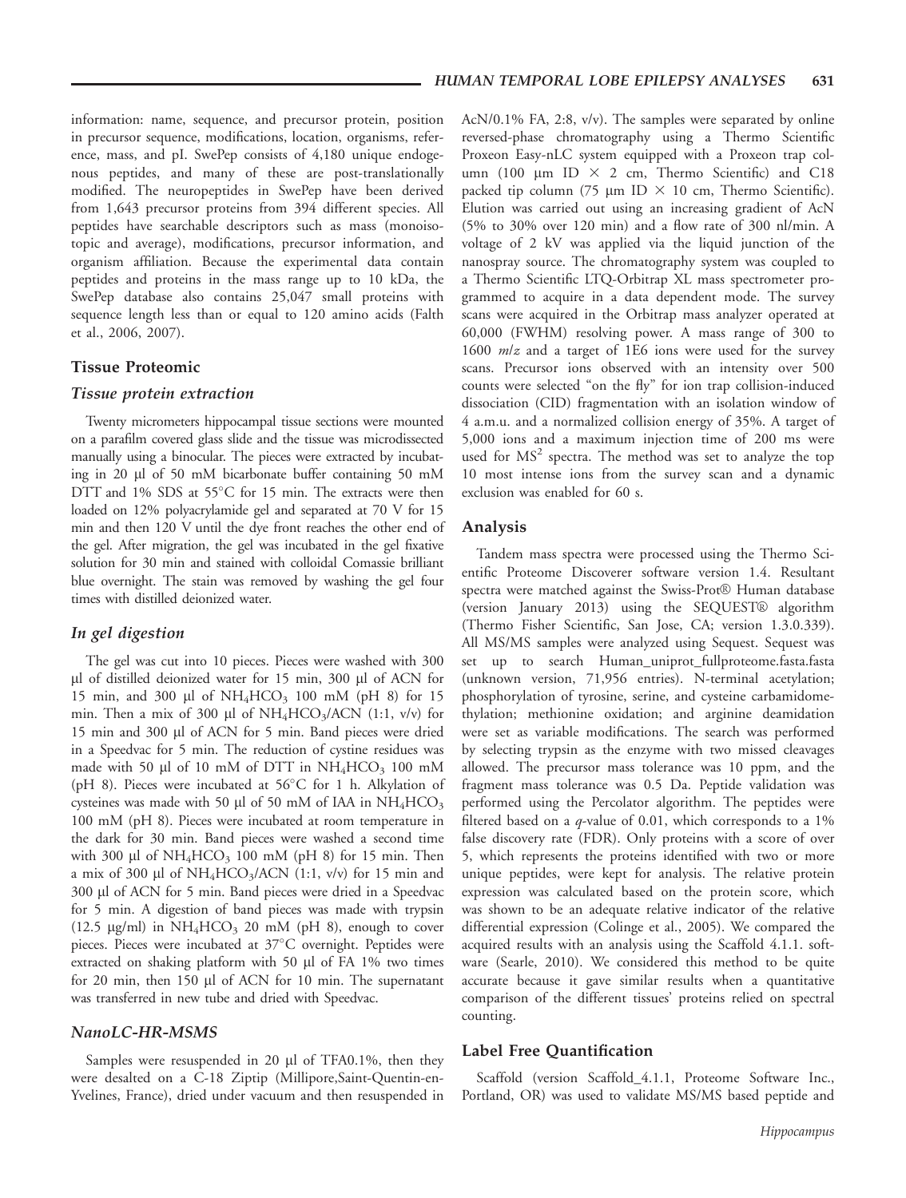information: name, sequence, and precursor protein, position in precursor sequence, modifications, location, organisms, reference, mass, and pI. SwePep consists of 4,180 unique endogenous peptides, and many of these are post-translationally modified. The neuropeptides in SwePep have been derived from 1,643 precursor proteins from 394 different species. All peptides have searchable descriptors such as mass (monoisotopic and average), modifications, precursor information, and organism affiliation. Because the experimental data contain peptides and proteins in the mass range up to 10 kDa, the SwePep database also contains 25,047 small proteins with sequence length less than or equal to 120 amino acids (Falth et al., 2006, 2007).

## Tissue Proteomic

### *Tissue protein extraction*

Twenty micrometers hippocampal tissue sections were mounted on a parafilm covered glass slide and the tissue was microdissected manually using a binocular. The pieces were extracted by incubating in 20 µl of 50 mM bicarbonate buffer containing 50 mM DTT and 1% SDS at 55°C for 15 min. The extracts were then loaded on 12% polyacrylamide gel and separated at 70 V for 15 min and then 120 V until the dye front reaches the other end of the gel. After migration, the gel was incubated in the gel fixative solution for 30 min and stained with colloidal Comassie brilliant blue overnight. The stain was removed by washing the gel four times with distilled deionized water.

### *In gel digestion*

The gel was cut into 10 pieces. Pieces were washed with 300 µl of distilled deionized water for 15 min, 300 µl of ACN for 15 min, and 300 µl of $NH_4HCO_3$ 100 mM (pH 8) for 15 min. Then a mix of 300 µl of $NH_4HCO_3$/ACN (1:1, v/v) for 15 min and 300 µl of ACN for 5 min. Band pieces were dried in a Speedvac for 5 min. The reduction of cystine residues was made with 50 µl of 10 mM of DTT in $NH_4HCO_3$ 100 mM (pH 8). Pieces were incubated at 56°C for 1 h. Alkylation of cysteines was made with 50 µl of 50 mM of IAA in $NH_4HCO_3$ 100 mM (pH 8). Pieces were incubated at room temperature in the dark for 30 min. Band pieces were washed a second time with 300 µl of $NH_4HCO_3$ 100 mM (pH 8) for 15 min. Then a mix of 300 µl of $NH_4HCO_3$/ACN (1:1, v/v) for 15 min and 300 µl of ACN for 5 min. Band pieces were dried in a Speedvac for 5 min. A digestion of band pieces was made with trypsin (12.5 µg/ml) in $NH_4HCO_3$ 20 mM (pH 8), enough to cover pieces. Pieces were incubated at 37°C overnight. Peptides were extracted on shaking platform with 50 µl of FA 1% two times for 20 min, then 150 µl of ACN for 10 min. The supernatant was transferred in new tube and dried with Speedvac.

### *NanoLC-HR-MSMS*

Samples were resuspended in 20 µl of TFA0.1%, then they were desalted on a C-18 Ziptip (Millipore,Saint-Quentin-en-Yvelines, France), dried under vacuum and then resuspended in AcN/0.1% FA, 2:8, v/v). The samples were separated by online reversed-phase chromatography using a Thermo Scientific Proxeon Easy-nLC system equipped with a Proxeon trap column (100 µm ID × 2 cm, Thermo Scientific) and C18 packed tip column (75 µm ID × 10 cm, Thermo Scientific). Elution was carried out using an increasing gradient of AcN (5% to 30% over 120 min) and a flow rate of 300 nl/min. A voltage of 2 kV was applied via the liquid junction of the nanospray source. The chromatography system was coupled to a Thermo Scientific LTQ-Orbitrap XL mass spectrometer programmed to acquire in a data dependent mode. The survey scans were acquired in the Orbitrap mass analyzer operated at 60,000 (FWHM) resolving power. A mass range of 300 to 1600 *m/z* and a target of 1E6 ions were used for the survey scans. Precursor ions observed with an intensity over 500 counts were selected "on the fly" for ion trap collision-induced dissociation (CID) fragmentation with an isolation window of 4 a.m.u. and a normalized collision energy of 35%. A target of 5,000 ions and a maximum injection time of 200 ms were used for $MS^2$ spectra. The method was set to analyze the top 10 most intense ions from the survey scan and a dynamic exclusion was enabled for 60 s.

## Analysis

Tandem mass spectra were processed using the Thermo Scientific Proteome Discoverer software version 1.4. Resultant spectra were matched against the Swiss-Prot® Human database (version January 2013) using the SEQUEST® algorithm (Thermo Fisher Scientific, San Jose, CA; version 1.3.0.339). All MS/MS samples were analyzed using Sequest. Sequest was set up to search Human_uniprot_fullproteome.fasta.fasta (unknown version, 71,956 entries). N-terminal acetylation; phosphorylation of tyrosine, serine, and cysteine carbamidomethylation; methionine oxidation; and arginine deamidation were set as variable modifications. The search was performed by selecting trypsin as the enzyme with two missed cleavages allowed. The precursor mass tolerance was 10 ppm, and the fragment mass tolerance was 0.5 Da. Peptide validation was performed using the Percolator algorithm. The peptides were filtered based on a *q*-value of 0.01, which corresponds to a 1% false discovery rate (FDR). Only proteins with a score of over 5, which represents the proteins identified with two or more unique peptides, were kept for analysis. The relative protein expression was calculated based on the protein score, which was shown to be an adequate relative indicator of the relative differential expression (Colinge et al., 2005). We compared the acquired results with an analysis using the Scaffold 4.1.1. software (Searle, 2010). We considered this method to be quite accurate because it gave similar results when a quantitative comparison of the different tissues' proteins relied on spectral counting.

## Label Free Quantification

Scaffold (version Scaffold_4.1.1, Proteome Software Inc., Portland, OR) was used to validate MS/MS based peptide and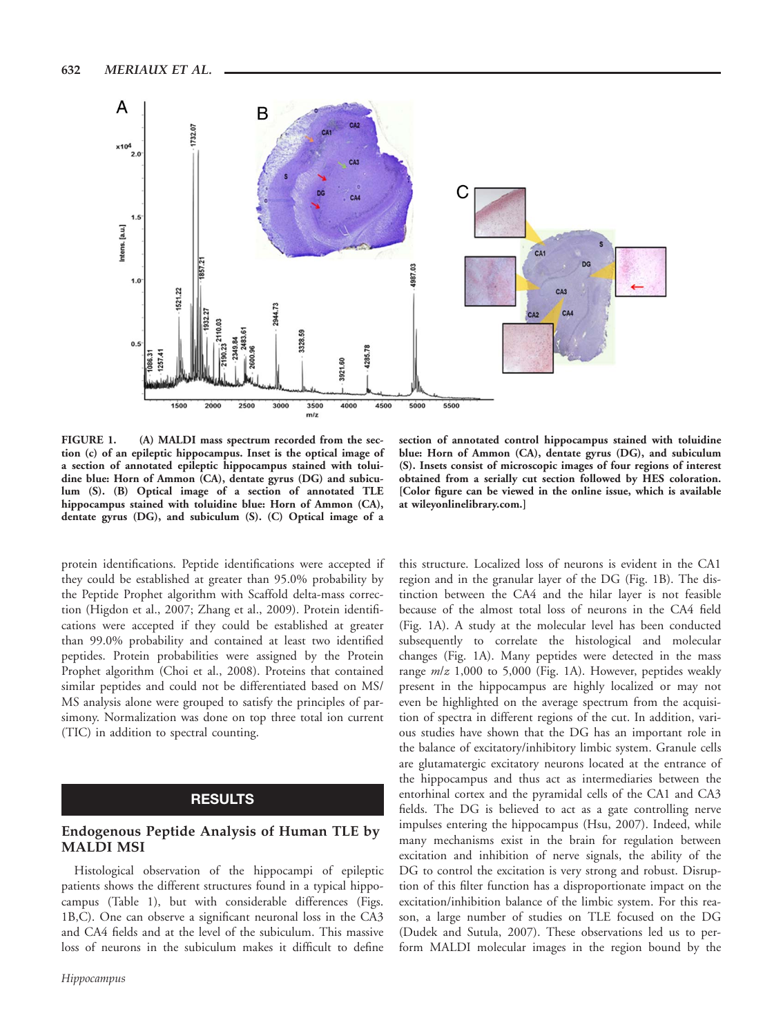FIGURE 1. (A) MALDI mass spectrum recorded from the section (c) of an epileptic hippocampus. Inset is the optical image of a section of annotated epileptic hippocampus stained with toluidine blue: Horn of Ammon (CA), dentate gyrus (DG) and subiculum (S). (B) Optical image of a section of annotated TLE hippocampus stained with toluidine blue: Horn of Ammon (CA), dentate gyrus (DG), and subiculum (S). (C) Optical image of a section of annotated control hippocampus stained with toluidine blue: Horn of Ammon (CA), dentate gyrus (DG), and subiculum (S). Insets consist of microscopic images of four regions of interest obtained from a serially cut section followed by HES coloration. [Color figure can be viewed in the online issue, which is available at wileyonlinelibrary.com.]

protein identifications. Peptide identifications were accepted if they could be established at greater than 95.0% probability by the Peptide Prophet algorithm with Scaffold delta-mass correction (Higdon et al., 2007; Zhang et al., 2009). Protein identifications were accepted if they could be established at greater than 99.0% probability and contained at least two identified peptides. Protein probabilities were assigned by the Protein Prophet algorithm (Choi et al., 2008). Proteins that contained similar peptides and could not be differentiated based on MS/MS analysis alone were grouped to satisfy the principles of parsimony. Normalization was done on top three total ion current (TIC) in addition to spectral counting.

## RESULTS

### Endogenous Peptide Analysis of Human TLE by MALDI MSI

Histological observation of the hippocampi of epileptic patients shows the different structures found in a typical hippocampus (Table 1), but with considerable differences (Figs. 1B,C). One can observe a significant neuronal loss in the CA3 and CA4 fields and at the level of the subiculum. This massive loss of neurons in the subiculum makes it difficult to define this structure. Localized loss of neurons is evident in the CA1 region and in the granular layer of the DG (Fig. 1B). The distinction between the CA4 and the hilar layer is not feasible because of the almost total loss of neurons in the CA4 field (Fig. 1A). A study at the molecular level has been conducted subsequently to correlate the histological and molecular changes (Fig. 1A). Many peptides were detected in the mass range *m/z* 1,000 to 5,000 (Fig. 1A). However, peptides weakly present in the hippocampus are highly localized or may not even be highlighted on the average spectrum from the acquisition of spectra in different regions of the cut. In addition, various studies have shown that the DG has an important role in the balance of excitatory/inhibitory limbic system. Granule cells are glutamatergic excitatory neurons located at the entrance of the hippocampus and thus act as intermediaries between the entorhinal cortex and the pyramidal cells of the CA1 and CA3 fields. The DG is believed to act as a gate controlling nerve impulses entering the hippocampus (Hsu, 2007). Indeed, while many mechanisms exist in the brain for regulation between excitation and inhibition of nerve signals, the ability of the DG to control the excitation is very strong and robust. Disruption of this filter function has a disproportionate impact on the excitation/inhibition balance of the limbic system. For this reason, a large number of studies on TLE focused on the DG (Dudek and Sutula, 2007). These observations led us to perform MALDI molecular images in the region bound by the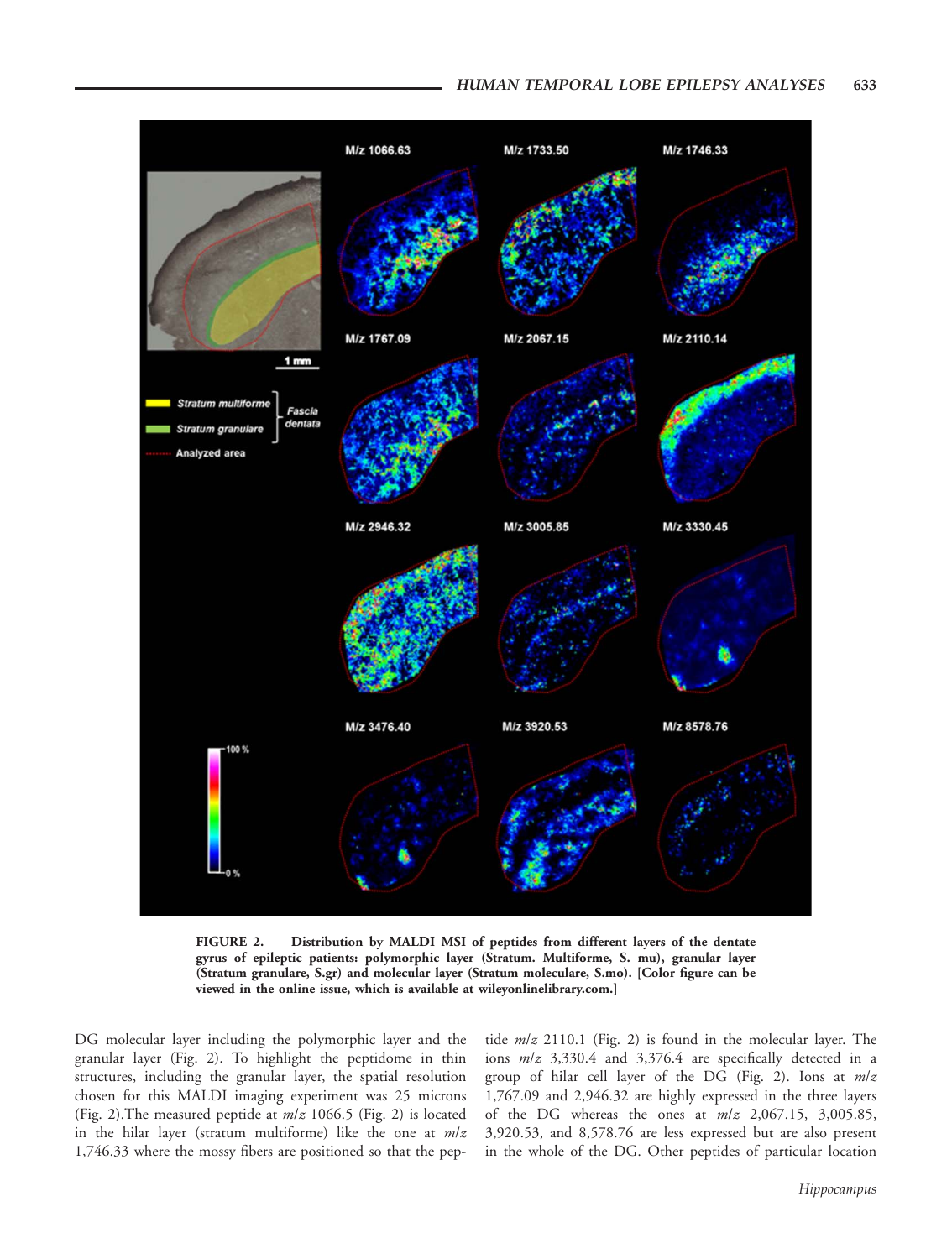FIGURE 2. Distribution by MALDI MSI of peptides from different layers of the dentate gyrus of epileptic patients: polymorphic layer (Stratum. Multiforme, S. mu), granular layer (Stratum granulare, S.gr) and molecular layer (Stratum moleculare, S.mo). [Color figure can be viewed in the online issue, which is available at wileyonlinelibrary.com.]

DG molecular layer including the polymorphic layer and the granular layer (Fig. 2). To highlight the peptidome in thin structures, including the granular layer, the spatial resolution chosen for this MALDI imaging experiment was 25 microns (Fig. 2).The measured peptide at *m/z* 1066.5 (Fig. 2) is located in the hilar layer (stratum multiforme) like the one at *m/z* 1,746.33 where the mossy fibers are positioned so that the peptide *m/z* 2110.1 (Fig. 2) is found in the molecular layer. The ions *m/z* 3,330.4 and 3,376.4 are specifically detected in a group of hilar cell layer of the DG (Fig. 2). Ions at *m/z* 1,767.09 and 2,946.32 are highly expressed in the three layers of the DG whereas the ones at *m/z* 2,067.15, 3,005.85, 3,920.53, and 8,578.76 are less expressed but are also present in the whole of the DG. Other peptides of particular location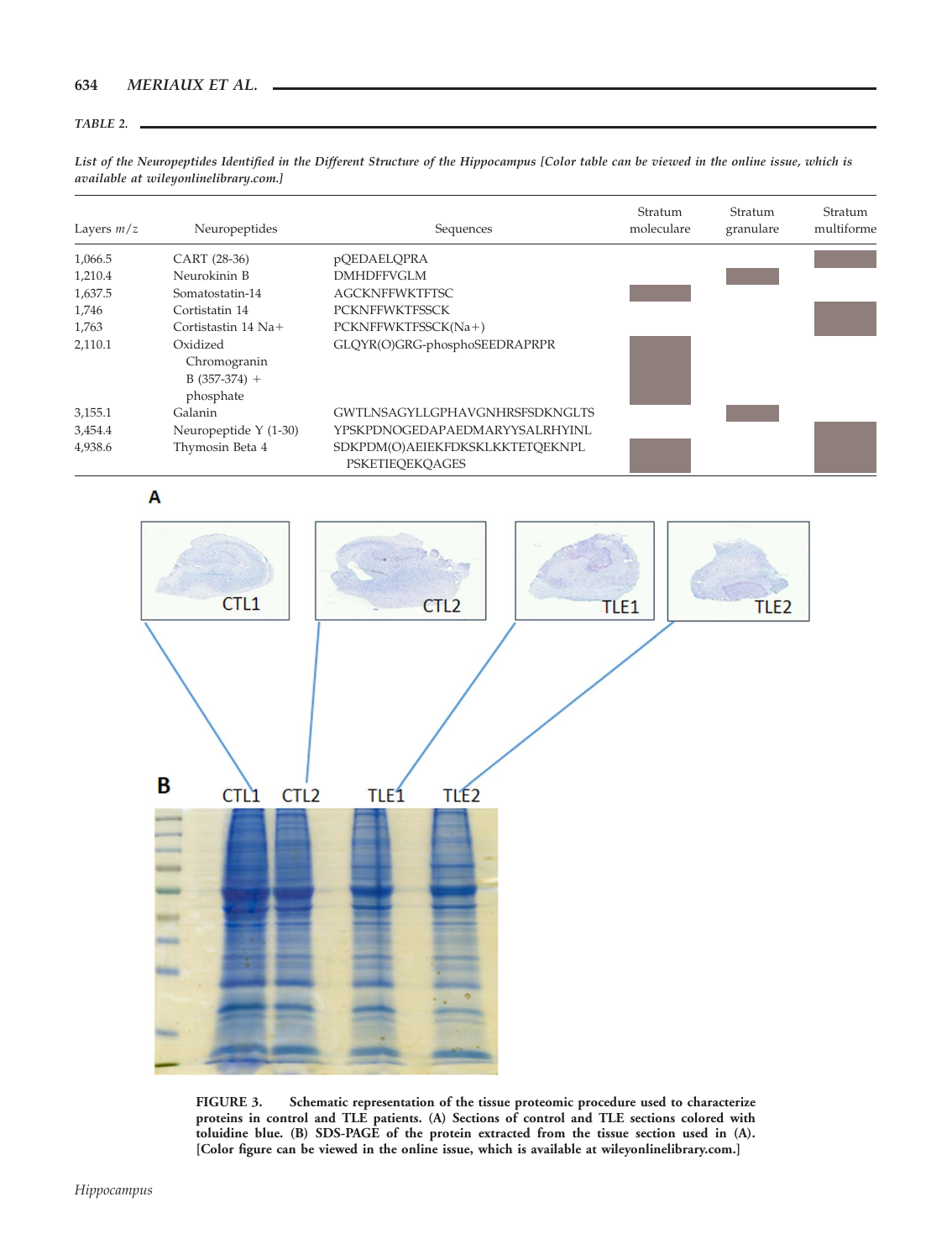*TABLE 2.*

*List of the Neuropeptides Identified in the Different Structure of the Hippocampus [Color table can be viewed in the online issue, which is available at wileyonlinelibrary.com.]*

| Layers $m/z$ | Neuropeptides | Sequences | Stratum moleculare | Stratum granulare | Stratum multiforme |
|---|---|---|---|---|---|
| 1,066.5 | CART (28-36) | pQEDAELQPRA | | | ■ |
| 1,210.4 | Neurokinin B | DMHDFFVGLM | | ■ | |
| 1,637.5 | Somatostatin-14 | AGCKNFFWKTFTSC | ■ | | |
| 1,746 | Cortistatin 14 | PCKNFFWKTFSSCK | | | ■ |
| 1,763 | Cortistastin 14 Na+ | PCKNFFWKTFSSCK(Na+) | | | ■ |
| 2,110.1 | Oxidized Chromogranin B (357-374) + phosphate | GLQYR(O)GRG-phosphoSEEDRAPRPR | ■ | | |
| 3,155.1 | Galanin | GWTLNSAGYLLGPHAVGNHRSFSDKNGLTS | | ■ | |
| 3,454.4 | Neuropeptide Y (1-30) | YPSKPDNOGEDAPAEDMARYYSALRHYINL | | | ■ |
| 4,938.6 | Thymosin Beta 4 | SDKPDM(O)AEIEKFDKSKLKKTETQEKNPL PSKETIEQEKQAGES | ■ | | ■ |

**FIGURE 3.** Schematic representation of the tissue proteomic procedure used to characterize proteins in control and TLE patients. (A) Sections of control and TLE sections colored with toluidine blue. (B) SDS-PAGE of the protein extracted from the tissue section used in (A). [Color figure can be viewed in the online issue, which is available at wileyonlinelibrary.com.]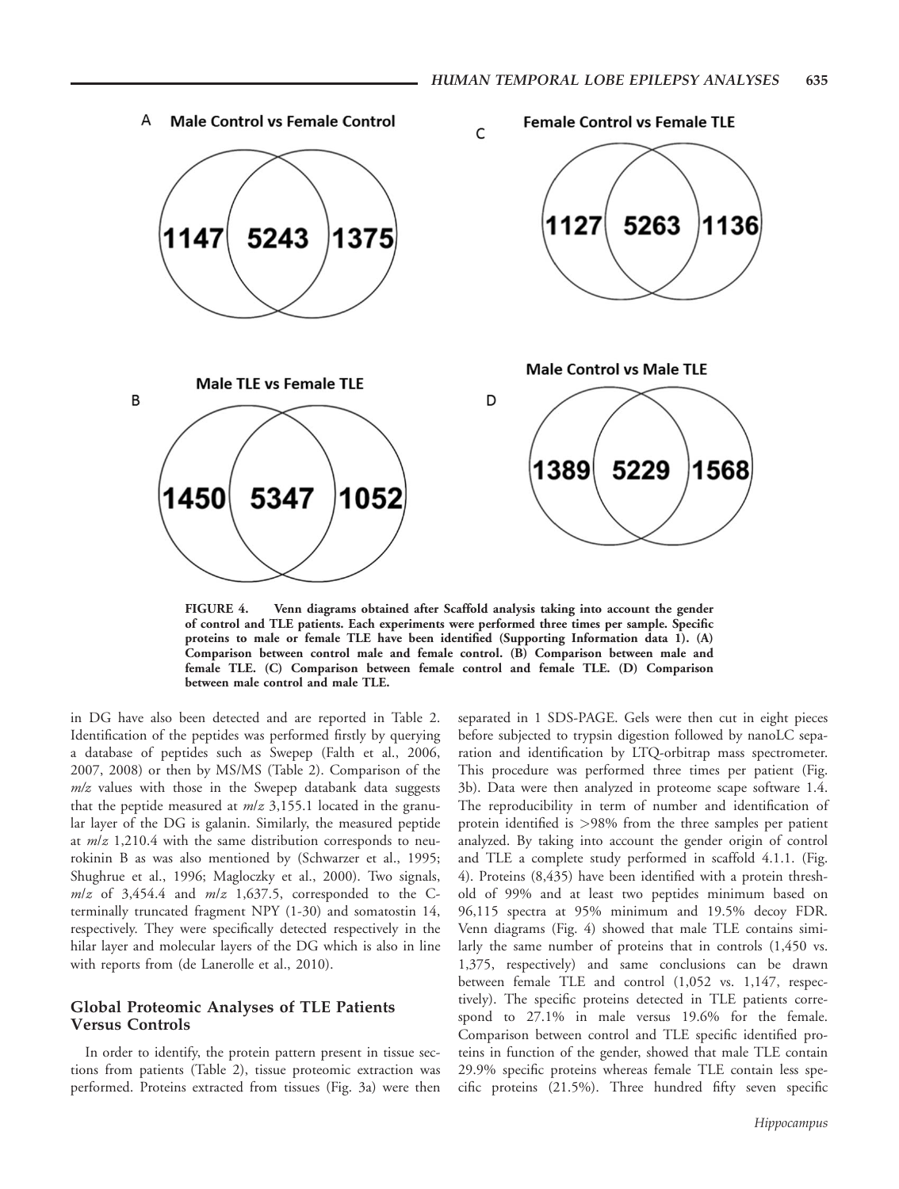A **Male Control vs Female Control**

1147 | 5243 | 1375

C **Female Control vs Female TLE**

1127 | 5263 | 1136

B **Male TLE vs Female TLE**

1450 | 5347 | 1052

D **Male Control vs Male TLE**

1389 | 5229 | 1568

**FIGURE 4. Venn diagrams obtained after Scaffold analysis taking into account the gender of control and TLE patients. Each experiments were performed three times per sample. Specific proteins to male or female TLE have been identified (Supporting Information data 1). (A) Comparison between control male and female control. (B) Comparison between male and female TLE. (C) Comparison between female control and female TLE. (D) Comparison between male control and male TLE.**

in DG have also been detected and are reported in Table 2. Identification of the peptides was performed firstly by querying a database of peptides such as Swepep (Falth et al., 2006, 2007, 2008) or then by MS/MS (Table 2). Comparison of the *m/z* values with those in the Swepep databank data suggests that the peptide measured at *m/z* 3,155.1 located in the granular layer of the DG is galanin. Similarly, the measured peptide at *m/z* 1,210.4 with the same distribution corresponds to neurokinin B as was also mentioned by (Schwarzer et al., 1995; Shughrue et al., 1996; Magloczky et al., 2000). Two signals, *m/z* of 3,454.4 and *m/z* 1,637.5, corresponded to the C-terminally truncated fragment NPY (1-30) and somatostin 14, respectively. They were specifically detected respectively in the hilar layer and molecular layers of the DG which is also in line with reports from (de Lanerolle et al., 2010).

## Global Proteomic Analyses of TLE Patients Versus Controls

In order to identify, the protein pattern present in tissue sections from patients (Table 2), tissue proteomic extraction was performed. Proteins extracted from tissues (Fig. 3a) were then separated in 1 SDS-PAGE. Gels were then cut in eight pieces before subjected to trypsin digestion followed by nanoLC separation and identification by LTQ-orbitrap mass spectrometer. This procedure was performed three times per patient (Fig. 3b). Data were then analyzed in proteome scape software 1.4. The reproducibility in term of number and identification of protein identified is >98% from the three samples per patient analyzed. By taking into account the gender origin of control and TLE a complete study performed in scaffold 4.1.1. (Fig. 4). Proteins (8,435) have been identified with a protein threshold of 99% and at least two peptides minimum based on 96,115 spectra at 95% minimum and 19.5% decoy FDR. Venn diagrams (Fig. 4) showed that male TLE contains similarly the same number of proteins that in controls (1,450 vs. 1,375, respectively) and same conclusions can be drawn between female TLE and control (1,052 vs. 1,147, respectively). The specific proteins detected in TLE patients correspond to 27.1% in male versus 19.6% for the female. Comparison between control and TLE specific identified proteins in function of the gender, showed that male TLE contain 29.9% specific proteins whereas female TLE contain less specific proteins (21.5%). Three hundred fifty seven specific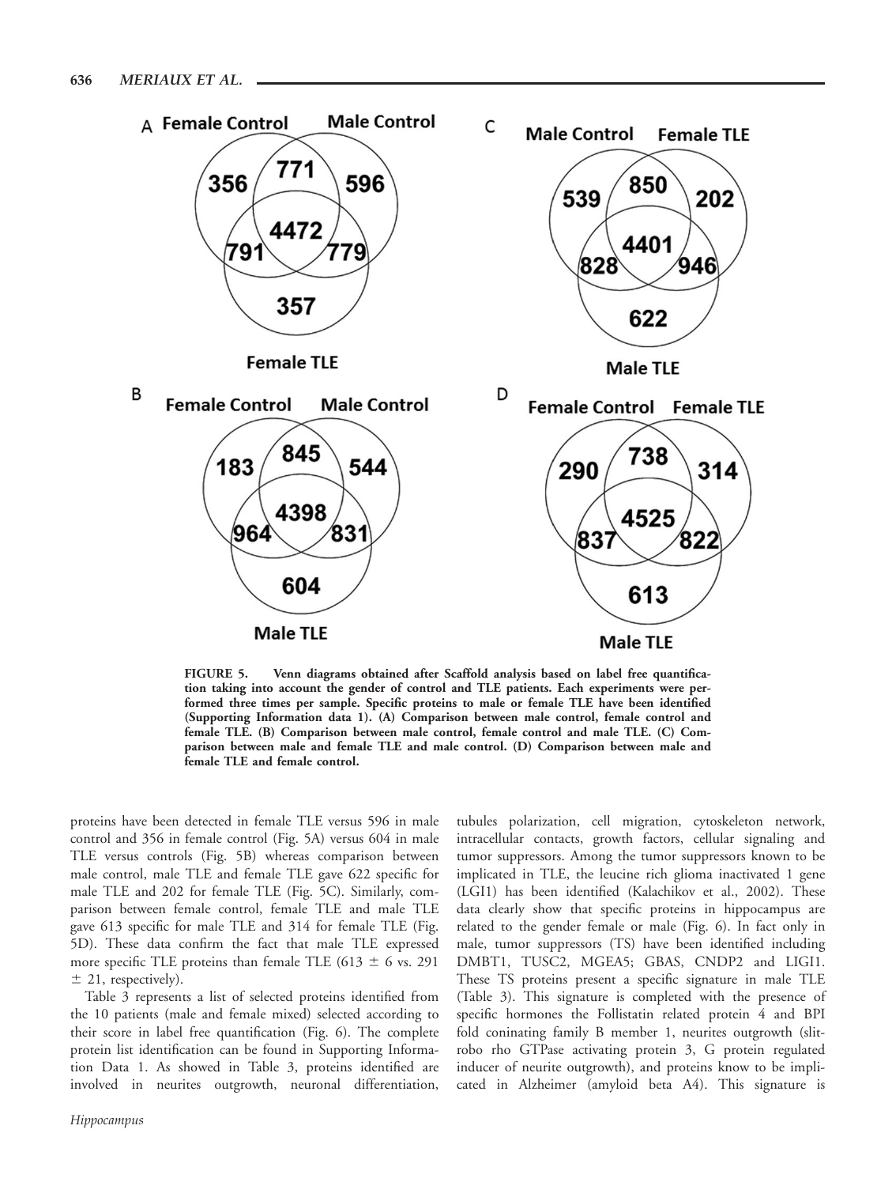**FIGURE 5.** **Venn diagrams obtained after Scaffold analysis based on label free quantification taking into account the gender of control and TLE patients. Each experiments were performed three times per sample. Specific proteins to male or female TLE have been identified (Supporting Information data 1). (A) Comparison between male control, female control and female TLE. (B) Comparison between male control, female control and male TLE. (C) Comparison between male and female TLE and male control. (D) Comparison between male and female TLE and female control.**

proteins have been detected in female TLE versus 596 in male control and 356 in female control (Fig. 5A) versus 604 in male TLE versus controls (Fig. 5B) whereas comparison between male control, male TLE and female TLE gave 622 specific for male TLE and 202 for female TLE (Fig. 5C). Similarly, comparison between female control, female TLE and male TLE gave 613 specific for male TLE and 314 for female TLE (Fig. 5D). These data confirm the fact that male TLE expressed more specific TLE proteins than female TLE (613 $\pm$ 6 vs. 291 $\pm$ 21, respectively).

Table 3 represents a list of selected proteins identified from the 10 patients (male and female mixed) selected according to their score in label free quantification (Fig. 6). The complete protein list identification can be found in Supporting Information Data 1. As showed in Table 3, proteins identified are involved in neurites outgrowth, neuronal differentiation, tubules polarization, cell migration, cytoskeleton network, intracellular contacts, growth factors, cellular signaling and tumor suppressors. Among the tumor suppressors known to be implicated in TLE, the leucine rich glioma inactivated 1 gene (LGI1) has been identified (Kalachikov et al., 2002). These data clearly show that specific proteins in hippocampus are related to the gender female or male (Fig. 6). In fact only in male, tumor suppressors (TS) have been identified including DMBT1, TUSC2, MGEA5; GBAS, CNDP2 and LIGI1. These TS proteins present a specific signature in male TLE (Table 3). This signature is completed with the presence of specific hormones the Follistatin related protein 4 and BPI fold coninating family B member 1, neurites outgrowth (slit-robo rho GTPase activating protein 3, G protein regulated inducer of neurite outgrowth), and proteins know to be implicated in Alzheimer (amyloid beta A4). This signature is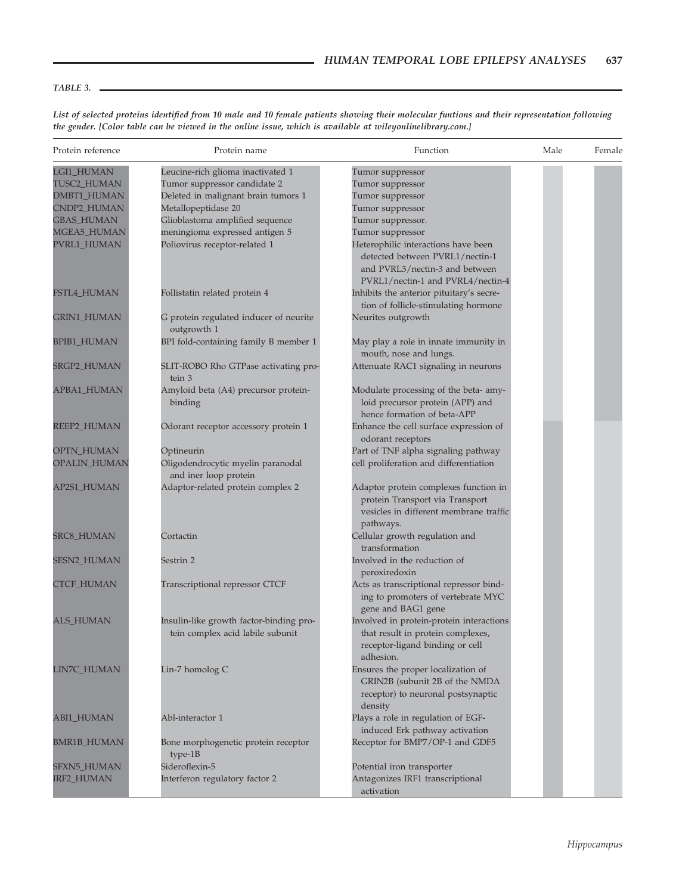*TABLE 3.*

***List of selected proteins identified from 10 male and 10 female patients showing their molecular funtions and their representation following the gender. [Color table can be viewed in the online issue, which is available at wileyonlinelibrary.com.]***

| Protein reference | Protein name | Function | Male | Female |
|---|---|---|---|---|
| LGI1_HUMAN | Leucine-rich glioma inactivated 1 | Tumor suppressor | | |
| TUSC2_HUMAN | Tumor suppressor candidate 2 | Tumor suppressor | | |
| DMBT1_HUMAN | Deleted in malignant brain tumors 1 | Tumor suppressor | | |
| CNDP2_HUMAN | Metallopeptidase 20 | Tumor suppressor | | |
| GBAS_HUMAN | Glioblastoma amplified sequence | Tumor suppressor. | | |
| MGEA5_HUMAN | meningioma expressed antigen 5 | Tumor suppressor | | |
| PVRL1_HUMAN | Poliovirus receptor-related 1 | Heterophilic interactions have been detected between PVRL1/nectin-1 and PVRL3/nectin-3 and between PVRL1/nectin-1 and PVRL4/nectin-4 | | |
| FSTL4_HUMAN | Follistatin related protein 4 | Inhibits the anterior pituitary's secretion of follicle-stimulating hormone | | |
| GRIN1_HUMAN | G protein regulated inducer of neurite outgrowth 1 | Neurites outgrowth | | |
| BPIB1_HUMAN | BPI fold-containing family B member 1 | May play a role in innate immunity in mouth, nose and lungs. | | |
| SRGP2_HUMAN | SLIT-ROBO Rho GTPase activating protein 3 | Attenuate RAC1 signaling in neurons | | |
| APBA1_HUMAN | Amyloid beta (A4) precursor protein-binding | Modulate processing of the beta- amyloid precursor protein (APP) and hence formation of beta-APP | | |
| REEP2_HUMAN | Odorant receptor accessory protein 1 | Enhance the cell surface expression of odorant receptors | | |
| OPTN_HUMAN | Optineurin | Part of TNF alpha signaling pathway | | |
| OPALIN_HUMAN | Oligodendrocytic myelin paranodal and iner loop protein | cell proliferation and differentiation | | |
| AP2S1_HUMAN | Adaptor-related protein complex 2 | Adaptor protein complexes function in protein Transport via Transport vesicles in different membrane traffic pathways. | | |
| SRC8_HUMAN | Cortactin | Cellular growth regulation and transformation | | |
| SESN2_HUMAN | Sestrin 2 | Involved in the reduction of peroxiredoxin | | |
| CTCF_HUMAN | Transcriptional repressor CTCF | Acts as transcriptional repressor binding to promoters of vertebrate MYC gene and BAG1 gene | | |
| ALS_HUMAN | Insulin-like growth factor-binding protein complex acid labile subunit | Involved in protein-protein interactions that result in protein complexes, receptor-ligand binding or cell adhesion. | | |
| LIN7C_HUMAN | Lin-7 homolog C | Ensures the proper localization of GRIN2B (subunit 2B of the NMDA receptor) to neuronal postsynaptic density | | |
| ABI1_HUMAN | Abl-interactor 1 | Plays a role in regulation of EGF-induced Erk pathway activation | | |
| BMR1B_HUMAN | Bone morphogenetic protein receptor type-1B | Receptor for BMP7/OP-1 and GDF5 | | |
| SFXN5_HUMAN | Sideroflexin-5 | Potential iron transporter | | |
| IRF2_HUMAN | Interferon regulatory factor 2 | Antagonizes IRF1 transcriptional activation | | |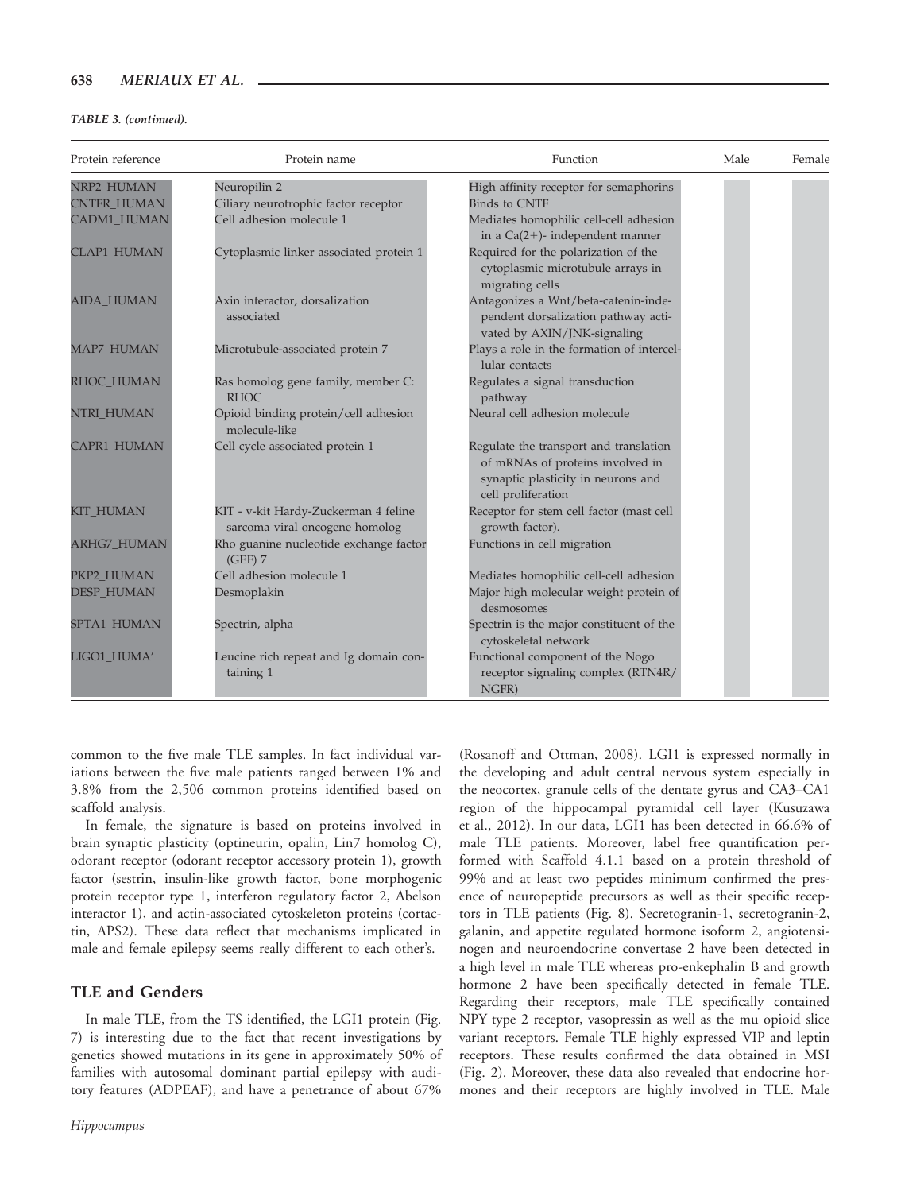*TABLE 3. (continued).*

| Protein reference | Protein name | Function | Male | Female |
|---|---|---|---|---|
| NRP2_HUMAN | Neuropilin 2 | High affinity receptor for semaphorins | | |
| CNTFR_HUMAN | Ciliary neurotrophic factor receptor | Binds to CNTF | | |
| CADM1_HUMAN | Cell adhesion molecule 1 | Mediates homophilic cell-cell adhesion in a Ca(2+)- independent manner | | |
| CLAP1_HUMAN | Cytoplasmic linker associated protein 1 | Required for the polarization of the cytoplasmic microtubule arrays in migrating cells | | |
| AIDA_HUMAN | Axin interactor, dorsalization associated | Antagonizes a Wnt/beta-catenin-independent dorsalization pathway activated by AXIN/JNK-signaling | | |
| MAP7_HUMAN | Microtubule-associated protein 7 | Plays a role in the formation of intercellular contacts | | |
| RHOC_HUMAN | Ras homolog gene family, member C: RHOC | Regulates a signal transduction pathway | | |
| NTRI_HUMAN | Opioid binding protein/cell adhesion molecule-like | Neural cell adhesion molecule | | |
| CAPR1_HUMAN | Cell cycle associated protein 1 | Regulate the transport and translation of mRNAs of proteins involved in synaptic plasticity in neurons and cell proliferation | | |
| KIT_HUMAN | KIT - v-kit Hardy-Zuckerman 4 feline sarcoma viral oncogene homolog | Receptor for stem cell factor (mast cell growth factor). | | |
| ARHG7_HUMAN | Rho guanine nucleotide exchange factor (GEF) 7 | Functions in cell migration | | |
| PKP2_HUMAN | Cell adhesion molecule 1 | Mediates homophilic cell-cell adhesion | | |
| DESP_HUMAN | Desmoplakin | Major high molecular weight protein of desmosomes | | |
| SPTA1_HUMAN | Spectrin, alpha | Spectrin is the major constituent of the cytoskeletal network | | |
| LIGO1_HUMA' | Leucine rich repeat and Ig domain containing 1 | Functional component of the Nogo receptor signaling complex (RTN4R/NGFR) | | |

common to the five male TLE samples. In fact individual variations between the five male patients ranged between 1% and 3.8% from the 2,506 common proteins identified based on scaffold analysis.

In female, the signature is based on proteins involved in brain synaptic plasticity (optineurin, opalin, Lin7 homolog C), odorant receptor (odorant receptor accessory protein 1), growth factor (sestrin, insulin-like growth factor, bone morphogenic protein receptor type 1, interferon regulatory factor 2, Abelson interactor 1), and actin-associated cytoskeleton proteins (cortactin, APS2). These data reflect that mechanisms implicated in male and female epilepsy seems really different to each other's.

## TLE and Genders

In male TLE, from the TS identified, the LGI1 protein (Fig. 7) is interesting due to the fact that recent investigations by genetics showed mutations in its gene in approximately 50% of families with autosomal dominant partial epilepsy with auditory features (ADPEAF), and have a penetrance of about 67% (Rosanoff and Ottman, 2008). LGI1 is expressed normally in the developing and adult central nervous system especially in the neocortex, granule cells of the dentate gyrus and CA3–CA1 region of the hippocampal pyramidal cell layer (Kusuzawa et al., 2012). In our data, LGI1 has been detected in 66.6% of male TLE patients. Moreover, label free quantification performed with Scaffold 4.1.1 based on a protein threshold of 99% and at least two peptides minimum confirmed the presence of neuropeptide precursors as well as their specific receptors in TLE patients (Fig. 8). Secretogranin-1, secretogranin-2, galanin, and appetite regulated hormone isoform 2, angiotensinogen and neuroendocrine convertase 2 have been detected in a high level in male TLE whereas pro-enkephalin B and growth hormone 2 have been specifically detected in female TLE. Regarding their receptors, male TLE specifically contained NPY type 2 receptor, vasopressin as well as the mu opioid slice variant receptors. Female TLE highly expressed VIP and leptin receptors. These results confirmed the data obtained in MSI (Fig. 2). Moreover, these data also revealed that endocrine hormones and their receptors are highly involved in TLE. Male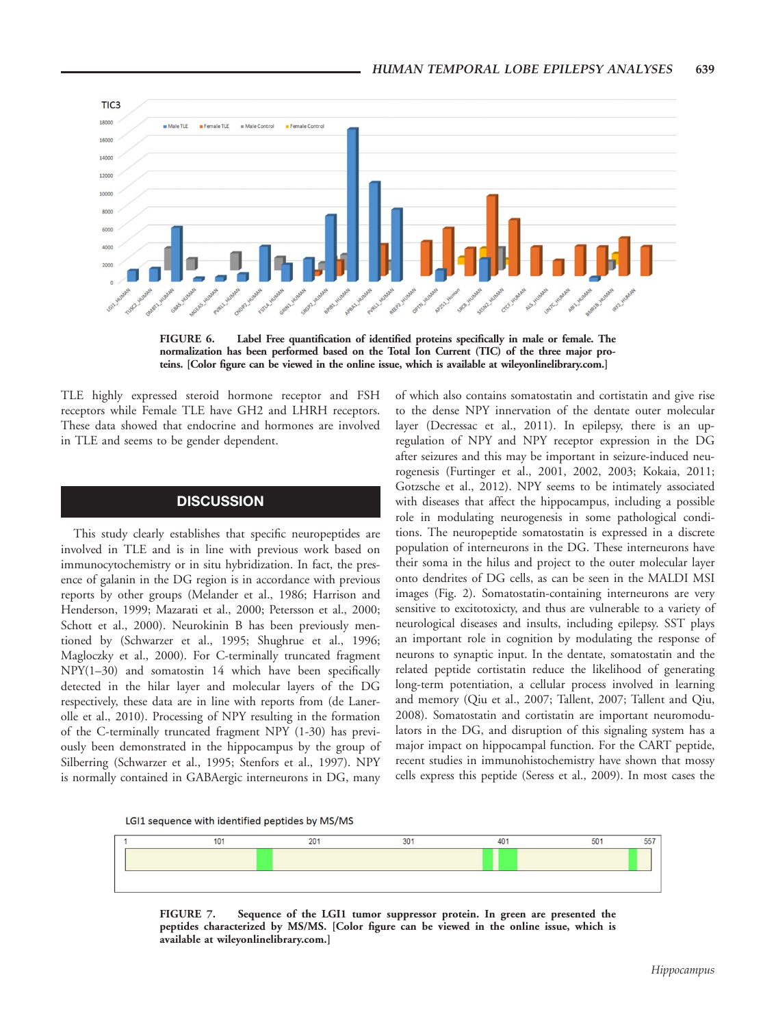FIGURE 6. Label Free quantification of identified proteins specifically in male or female. The normalization has been performed based on the Total Ion Current (TIC) of the three major proteins. [Color figure can be viewed in the online issue, which is available at wileyonlinelibrary.com.]

TLE highly expressed steroid hormone receptor and FSH receptors while Female TLE have GH2 and LHRH receptors. These data showed that endocrine and hormones are involved in TLE and seems to be gender dependent.

## DISCUSSION

This study clearly establishes that specific neuropeptides are involved in TLE and is in line with previous work based on immunocytochemistry or in situ hybridization. In fact, the presence of galanin in the DG region is in accordance with previous reports by other groups (Melander et al., 1986; Harrison and Henderson, 1999; Mazarati et al., 2000; Petersson et al., 2000; Schott et al., 2000). Neurokinin B has been previously mentioned by (Schwarzer et al., 1995; Shughrue et al., 1996; Magloczky et al., 2000). For C-terminally truncated fragment NPY(1–30) and somatostin 14 which have been specifically detected in the hilar layer and molecular layers of the DG respectively, these data are in line with reports from (de Lanerolle et al., 2010). Processing of NPY resulting in the formation of the C-terminally truncated fragment NPY (1-30) has previously been demonstrated in the hippocampus by the group of Silberring (Schwarzer et al., 1995; Stenfors et al., 1997). NPY is normally contained in GABAergic interneurons in DG, many of which also contains somatostatin and cortistatin and give rise to the dense NPY innervation of the dentate outer molecular layer (Decressac et al., 2011). In epilepsy, there is an upregulation of NPY and NPY receptor expression in the DG after seizures and this may be important in seizure-induced neurogenesis (Furtinger et al., 2001, 2002, 2003; Kokaia, 2011; Gotzsche et al., 2012). NPY seems to be intimately associated with diseases that affect the hippocampus, including a possible role in modulating neurogenesis in some pathological conditions. The neuropeptide somatostatin is expressed in a discrete population of interneurons in the DG. These interneurons have their soma in the hilus and project to the outer molecular layer onto dendrites of DG cells, as can be seen in the MALDI MSI images (Fig. 2). Somatostatin-containing interneurons are very sensitive to excitotoxicity, and thus are vulnerable to a variety of neurological diseases and insults, including epilepsy. SST plays an important role in cognition by modulating the response of neurons to synaptic input. In the dentate, somatostatin and the related peptide cortistatin reduce the likelihood of generating long-term potentiation, a cellular process involved in learning and memory (Qiu et al., 2007; Tallent, 2007; Tallent and Qiu, 2008). Somatostatin and cortistatin are important neuromodulators in the DG, and disruption of this signaling system has a major impact on hippocampal function. For the CART peptide, recent studies in immunohistochemistry have shown that mossy cells express this peptide (Seress et al., 2009). In most cases the

FIGURE 7. Sequence of the LGI1 tumor suppressor protein. In green are presented the peptides characterized by MS/MS. [Color figure can be viewed in the online issue, which is available at wileyonlinelibrary.com.]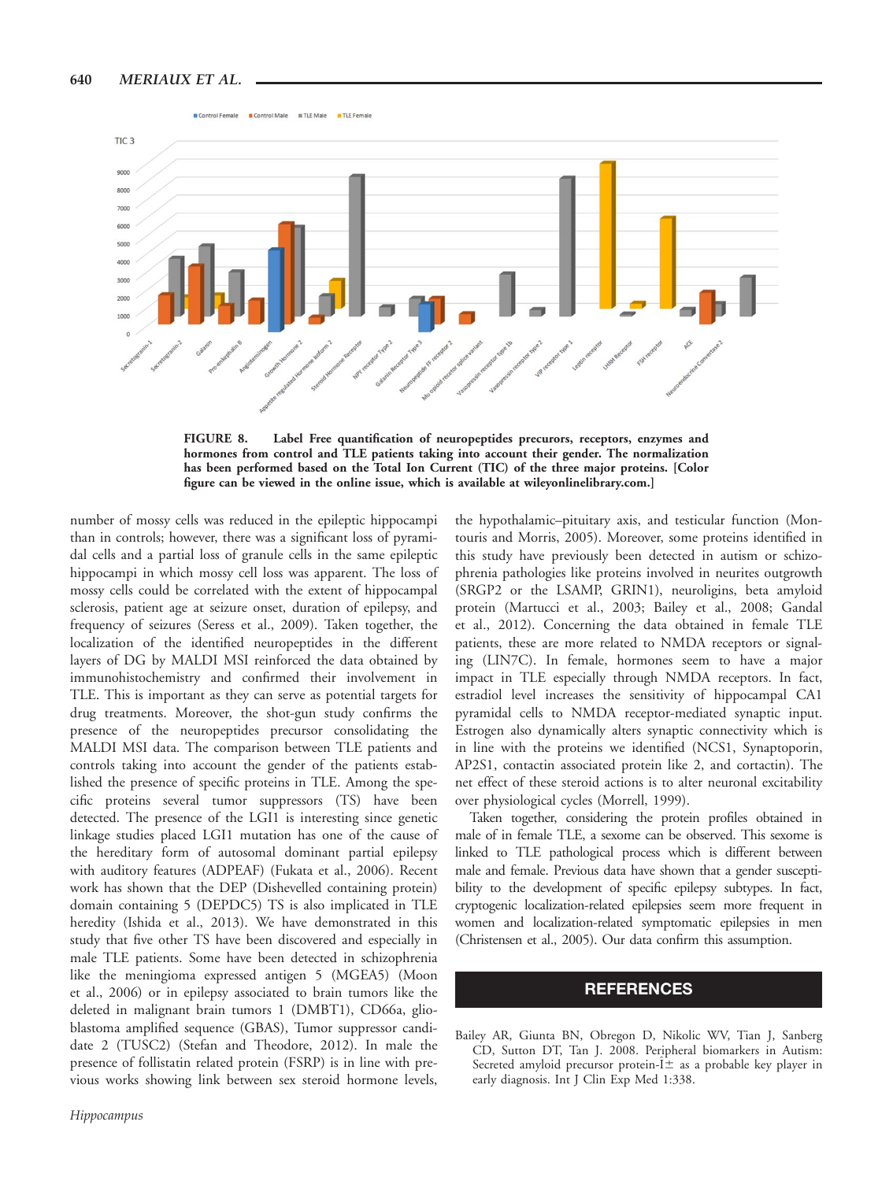FIGURE 8. Label Free quantification of neuropeptides precurors, receptors, enzymes and hormones from control and TLE patients taking into account their gender. The normalization has been performed based on the Total Ion Current (TIC) of the three major proteins. [Color figure can be viewed in the online issue, which is available at wileyonlinelibrary.com.]

number of mossy cells was reduced in the epileptic hippocampi than in controls; however, there was a significant loss of pyramidal cells and a partial loss of granule cells in the same epileptic hippocampi in which mossy cell loss was apparent. The loss of mossy cells could be correlated with the extent of hippocampal sclerosis, patient age at seizure onset, duration of epilepsy, and frequency of seizures (Seress et al., 2009). Taken together, the localization of the identified neuropeptides in the different layers of DG by MALDI MSI reinforced the data obtained by immunohistochemistry and confirmed their involvement in TLE. This is important as they can serve as potential targets for drug treatments. Moreover, the shot-gun study confirms the presence of the neuropeptides precursor consolidating the MALDI MSI data. The comparison between TLE patients and controls taking into account the gender of the patients established the presence of specific proteins in TLE. Among the specific proteins several tumor suppressors (TS) have been detected. The presence of the LGI1 is interesting since genetic linkage studies placed LGI1 mutation has one of the cause of the hereditary form of autosomal dominant partial epilepsy with auditory features (ADPEAF) (Fukata et al., 2006). Recent work has shown that the DEP (Dishevelled containing protein) domain containing 5 (DEPDC5) TS is also implicated in TLE heredity (Ishida et al., 2013). We have demonstrated in this study that five other TS have been discovered and especially in male TLE patients. Some have been detected in schizophrenia like the meningioma expressed antigen 5 (MGEA5) (Moon et al., 2006) or in epilepsy associated to brain tumors like the deleted in malignant brain tumors 1 (DMBT1), CD66a, glioblastoma amplified sequence (GBAS), Tumor suppressor candidate 2 (TUSC2) (Stefan and Theodore, 2012). In male the presence of follistatin related protein (FSRP) is in line with previous works showing link between sex steroid hormone levels, the hypothalamic–pituitary axis, and testicular function (Montouris and Morris, 2005). Moreover, some proteins identified in this study have previously been detected in autism or schizophrenia pathologies like proteins involved in neurites outgrowth (SRGP2 or the LSAMP, GRIN1), neuroligins, beta amyloid protein (Martucci et al., 2003; Bailey et al., 2008; Gandal et al., 2012). Concerning the data obtained in female TLE patients, these are more related to NMDA receptors or signaling (LIN7C). In female, hormones seem to have a major impact in TLE especially through NMDA receptors. In fact, estradiol level increases the sensitivity of hippocampal CA1 pyramidal cells to NMDA receptor-mediated synaptic input. Estrogen also dynamically alters synaptic connectivity which is in line with the proteins we identified (NCS1, Synaptoporin, AP2S1, contactin associated protein like 2, and cortactin). The net effect of these steroid actions is to alter neuronal excitability over physiological cycles (Morrell, 1999).

Taken together, considering the protein profiles obtained in male of in female TLE, a sexome can be observed. This sexome is linked to TLE pathological process which is different between male and female. Previous data have shown that a gender susceptibility to the development of specific epilepsy subtypes. In fact, cryptogenic localization-related epilepsies seem more frequent in women and localization-related symptomatic epilepsies in men (Christensen et al., 2005). Our data confirm this assumption.

## REFERENCES

Bailey AR, Giunta BN, Obregon D, Nikolic WV, Tian J, Sanberg CD, Sutton DT, Tan J. 2008. Peripheral biomarkers in Autism: Secreted amyloid precursor protein-I± as a probable key player in early diagnosis. Int J Clin Exp Med 1:338.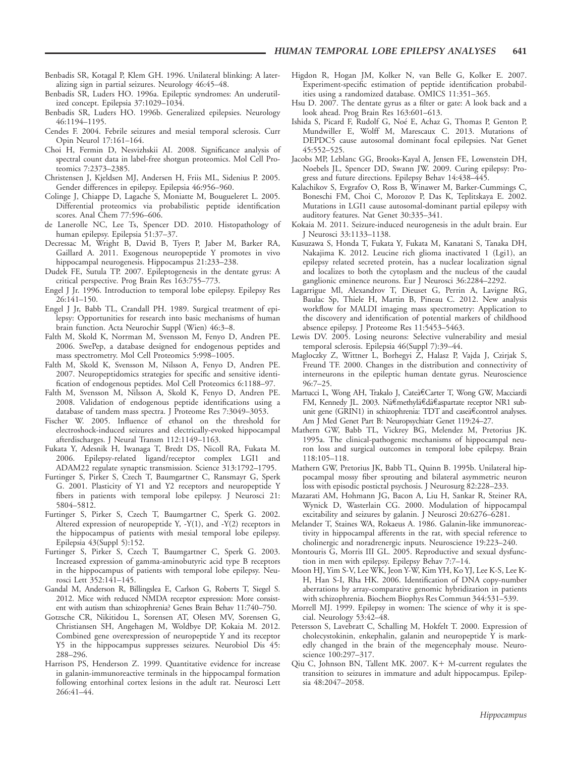Benbadis SR, Kotagal P, Klem GH. 1996. Unilateral blinking: A lateralizing sign in partial seizures. Neurology 46:45–48.

Benbadis SR, Luders HO. 1996a. Epileptic syndromes: An underutilized concept. Epilepsia 37:1029–1034.

Benbadis SR, Luders HO. 1996b. Generalized epilepsies. Neurology 46:1194–1195.

Cendes F. 2004. Febrile seizures and mesial temporal sclerosis. Curr Opin Neurol 17:161–164.

Choi H, Fermin D, Nesvizhskii AI. 2008. Significance analysis of spectral count data in label-free shotgun proteomics. Mol Cell Proteomics 7:2373–2385.

Christensen J, Kjeldsen MJ, Andersen H, Friis ML, Sidenius P. 2005. Gender differences in epilepsy. Epilepsia 46:956–960.

Colinge J, Chiappe D, Lagache S, Moniatte M, Bougueleret L. 2005. Differential proteomics via probabilistic peptide identification scores. Anal Chem 77:596–606.

de Lanerolle NC, Lee Ts, Spencer DD. 2010. Histopathology of human epilepsy. Epilepsia 51:37–37.

Decressac M, Wright B, David B, Tyers P, Jaber M, Barker RA, Gaillard A. 2011. Exogenous neuropeptide Y promotes in vivo hippocampal neurogenesis. Hippocampus 21:233–238.

Dudek FE, Sutula TP. 2007. Epileptogenesis in the dentate gyrus: A critical perspective. Prog Brain Res 163:755–773.

Engel J Jr. 1996. Introduction to temporal lobe epilepsy. Epilepsy Res 26:141–150.

Engel J Jr, Babb TL, Crandall PH. 1989. Surgical treatment of epilepsy: Opportunities for research into basic mechanisms of human brain function. Acta Neurochir Suppl (Wien) 46:3–8.

Falth M, Skold K, Norrman M, Svensson M, Fenyo D, Andren PE. 2006. SwePep, a database designed for endogenous peptides and mass spectrometry. Mol Cell Proteomics 5:998–1005.

Falth M, Skold K, Svensson M, Nilsson A, Fenyo D, Andren PE. 2007. Neuropeptidomics strategies for specific and sensitive identification of endogenous peptides. Mol Cell Proteomics 6:1188–97.

Falth M, Svensson M, Nilsson A, Skold K, Fenyo D, Andren PE. 2008. Validation of endogenous peptide identifications using a database of tandem mass spectra. J Proteome Res 7:3049–3053.

Fischer W. 2005. Influence of ethanol on the threshold for electroshock-induced seizures and electrically-evoked hippocampal afterdischarges. J Neural Transm 112:1149–1163.

Fukata Y, Adesnik H, Iwanaga T, Bredt DS, Nicoll RA, Fukata M. 2006. Epilepsy-related ligand/receptor complex LGI1 and ADAM22 regulate synaptic transmission. Science 313:1792–1795.

Furtinger S, Pirker S, Czech T, Baumgartner C, Ransmayr G, Sperk G. 2001. Plasticity of Y1 and Y2 receptors and neuropeptide Y fibers in patients with temporal lobe epilepsy. J Neurosci 21: 5804–5812.

Furtinger S, Pirker S, Czech T, Baumgartner C, Sperk G. 2002. Altered expression of neuropeptide Y, -Y(1), and -Y(2) receptors in the hippocampus of patients with mesial temporal lobe epilepsy. Epilepsia 43(Suppl 5):152.

Furtinger S, Pirker S, Czech T, Baumgartner C, Sperk G. 2003. Increased expression of gamma-aminobutyric acid type B receptors in the hippocampus of patients with temporal lobe epilepsy. Neurosci Lett 352:141–145.

Gandal M, Anderson R, Billingslea E, Carlson G, Roberts T, Siegel S. 2012. Mice with reduced NMDA receptor expression: More consistent with autism than schizophrenia? Genes Brain Behav 11:740–750.

Gotzsche CR, Nikitidou L, Sorensen AT, Olesen MV, Sorensen G, Christiansen SH, Angehagen M, Woldbye DP, Kokaia M. 2012. Combined gene overexpression of neuropeptide Y and its receptor Y5 in the hippocampus suppresses seizures. Neurobiol Dis 45: 288–296.

Harrison PS, Henderson Z. 1999. Quantitative evidence for increase in galanin-immunoreactive terminals in the hippocampal formation following entorhinal cortex lesions in the adult rat. Neurosci Lett 266:41–44.

Higdon R, Hogan JM, Kolker N, van Belle G, Kolker E. 2007. Experiment-specific estimation of peptide identification probabilities using a randomized database. OMICS 11:351–365.

Hsu D. 2007. The dentate gyrus as a filter or gate: A look back and a look ahead. Prog Brain Res 163:601–613.

Ishida S, Picard F, Rudolf G, Noé E, Achaz G, Thomas P, Genton P, Mundwiller E, Wolff M, Marescaux C. 2013. Mutations of DEPDC5 cause autosomal dominant focal epilepsies. Nat Genet 45:552–525.

Jacobs MP, Leblanc GG, Brooks-Kayal A, Jensen FE, Lowenstein DH, Noebels JL, Spencer DD, Swann JW. 2009. Curing epilepsy: Progress and future directions. Epilepsy Behav 14:438–445.

Kalachikov S, Evgrafov O, Ross B, Winawer M, Barker-Cummings C, Boneschi FM, Choi C, Morozov P, Das K, Teplitskaya E. 2002. Mutations in LGI1 cause autosomal-dominant partial epilepsy with auditory features. Nat Genet 30:335–341.

Kokaia M. 2011. Seizure-induced neurogenesis in the adult brain. Eur J Neurosci 33:1133–1138.

Kusuzawa S, Honda T, Fukata Y, Fukata M, Kanatani S, Tanaka DH, Nakajima K. 2012. Leucine rich glioma inactivated 1 (Lgi1), an epilepsy related secreted protein, has a nuclear localization signal and localizes to both the cytoplasm and the nucleus of the caudal ganglionic eminence neurons. Eur J Neurosci 36:2284–2292.

Lagarrigue Ml, Alexandrov T, Dieuset G, Perrin A, Lavigne RG, Baulac Sp, Thiele H, Martin B, Pineau C. 2012. New analysis workflow for MALDI imaging mass spectrometry: Application to the discovery and identification of potential markers of childhood absence epilepsy. J Proteome Res 11:5453–5463.

Lewis DV. 2005. Losing neurons: Selective vulnerability and mesial temporal sclerosis. Epilepsia 46(Suppl 7):39–44.

Magloczky Z, Wittner L, Borhegyi Z, Halasz P, Vajda J, Czirjak S, Freund TF. 2000. Changes in the distribution and connectivity of interneurons in the epileptic human dentate gyrus. Neuroscience 96:7–25.

Martucci L, Wong AH, Trakalo J, Cateâ€Carter T, Wong GW, Macciardi FM, Kennedy JL. 2003. Nâ€methylâ€dâ€aspartate receptor NR1 subunit gene (GRIN1) in schizophrenia: TDT and caseâ€control analyses. Am J Med Genet Part B: Neuropsychiatr Genet 119:24–27.

Mathern GW, Babb TL, Vickrey BG, Melendez M, Pretorius JK. 1995a. The clinical-pathogenic mechanisms of hippocampal neuron loss and surgical outcomes in temporal lobe epilepsy. Brain 118:105–118.

Mathern GW, Pretorius JK, Babb TL, Quinn B. 1995b. Unilateral hippocampal mossy fiber sprouting and bilateral asymmetric neuron loss with episodic postictal psychosis. J Neurosurg 82:228–233.

Mazarati AM, Hohmann JG, Bacon A, Liu H, Sankar R, Steiner RA, Wynick D, Wasterlain CG. 2000. Modulation of hippocampal excitability and seizures by galanin. J Neurosci 20:6276–6281.

Melander T, Staines WA, Rokaeus A. 1986. Galanin-like immunoreactivity in hippocampal afferents in the rat, with special reference to cholinergic and noradrenergic inputs. Neuroscience 19:223–240.

Montouris G, Morris III GL. 2005. Reproductive and sexual dysfunction in men with epilepsy. Epilepsy Behav 7:7–14.

Moon HJ, Yim S-V, Lee WK, Jeon Y-W, Kim YH, Ko YJ, Lee K-S, Lee K-H, Han S-I, Rha HK. 2006. Identification of DNA copy-number aberrations by array-comparative genomic hybridization in patients with schizophrenia. Biochem Biophys Res Commun 344:531–539.

Morrell MJ. 1999. Epilepsy in women: The science of why it is special. Neurology 53:42–48.

Petersson S, Lavebratt C, Schalling M, Hokfelt T. 2000. Expression of cholecystokinin, enkephalin, galanin and neuropeptide Y is markedly changed in the brain of the megencephaly mouse. Neuroscience 100:297–317.

Qiu C, Johnson BN, Tallent MK. 2007. K+ M-current regulates the transition to seizures in immature and adult hippocampus. Epilepsia 48:2047–2058.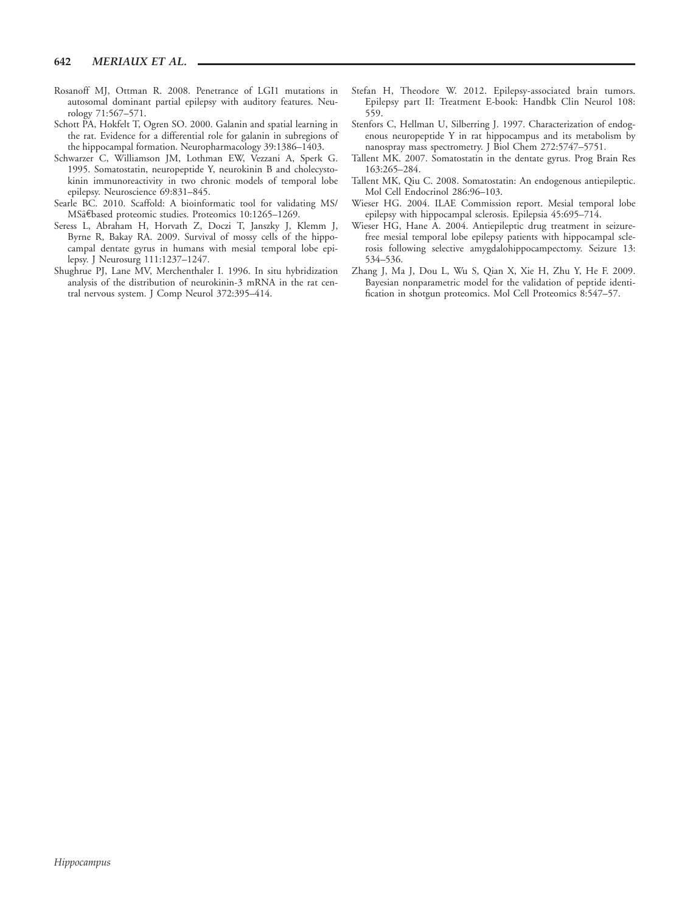Rosanoff MJ, Ottman R. 2008. Penetrance of LGI1 mutations in autosomal dominant partial epilepsy with auditory features. Neurology 71:567–571.

Schott PA, Hokfelt T, Ogren SO. 2000. Galanin and spatial learning in the rat. Evidence for a differential role for galanin in subregions of the hippocampal formation. Neuropharmacology 39:1386–1403.

Schwarzer C, Williamson JM, Lothman EW, Vezzani A, Sperk G. 1995. Somatostatin, neuropeptide Y, neurokinin B and cholecystokinin immunoreactivity in two chronic models of temporal lobe epilepsy. Neuroscience 69:831–845.

Searle BC. 2010. Scaffold: A bioinformatic tool for validating MS/MSâ€based proteomic studies. Proteomics 10:1265–1269.

Seress L, Abraham H, Horvath Z, Doczi T, Janszky J, Klemm J, Byrne R, Bakay RA. 2009. Survival of mossy cells of the hippocampal dentate gyrus in humans with mesial temporal lobe epilepsy. J Neurosurg 111:1237–1247.

Shughrue PJ, Lane MV, Merchenthaler I. 1996. In situ hybridization analysis of the distribution of neurokinin-3 mRNA in the rat central nervous system. J Comp Neurol 372:395–414.

Stefan H, Theodore W. 2012. Epilepsy-associated brain tumors. Epilepsy part II: Treatment E-book: Handbk Clin Neurol 108: 559.

Stenfors C, Hellman U, Silberring J. 1997. Characterization of endogenous neuropeptide Y in rat hippocampus and its metabolism by nanospray mass spectrometry. J Biol Chem 272:5747–5751.

Tallent MK. 2007. Somatostatin in the dentate gyrus. Prog Brain Res 163:265–284.

Tallent MK, Qiu C. 2008. Somatostatin: An endogenous antiepileptic. Mol Cell Endocrinol 286:96–103.

Wieser HG. 2004. ILAE Commission report. Mesial temporal lobe epilepsy with hippocampal sclerosis. Epilepsia 45:695–714.

Wieser HG, Hane A. 2004. Antiepileptic drug treatment in seizure-free mesial temporal lobe epilepsy patients with hippocampal sclerosis following selective amygdalohippocampectomy. Seizure 13: 534–536.

Zhang J, Ma J, Dou L, Wu S, Qian X, Xie H, Zhu Y, He F. 2009. Bayesian nonparametric model for the validation of peptide identification in shotgun proteomics. Mol Cell Proteomics 8:547–57.